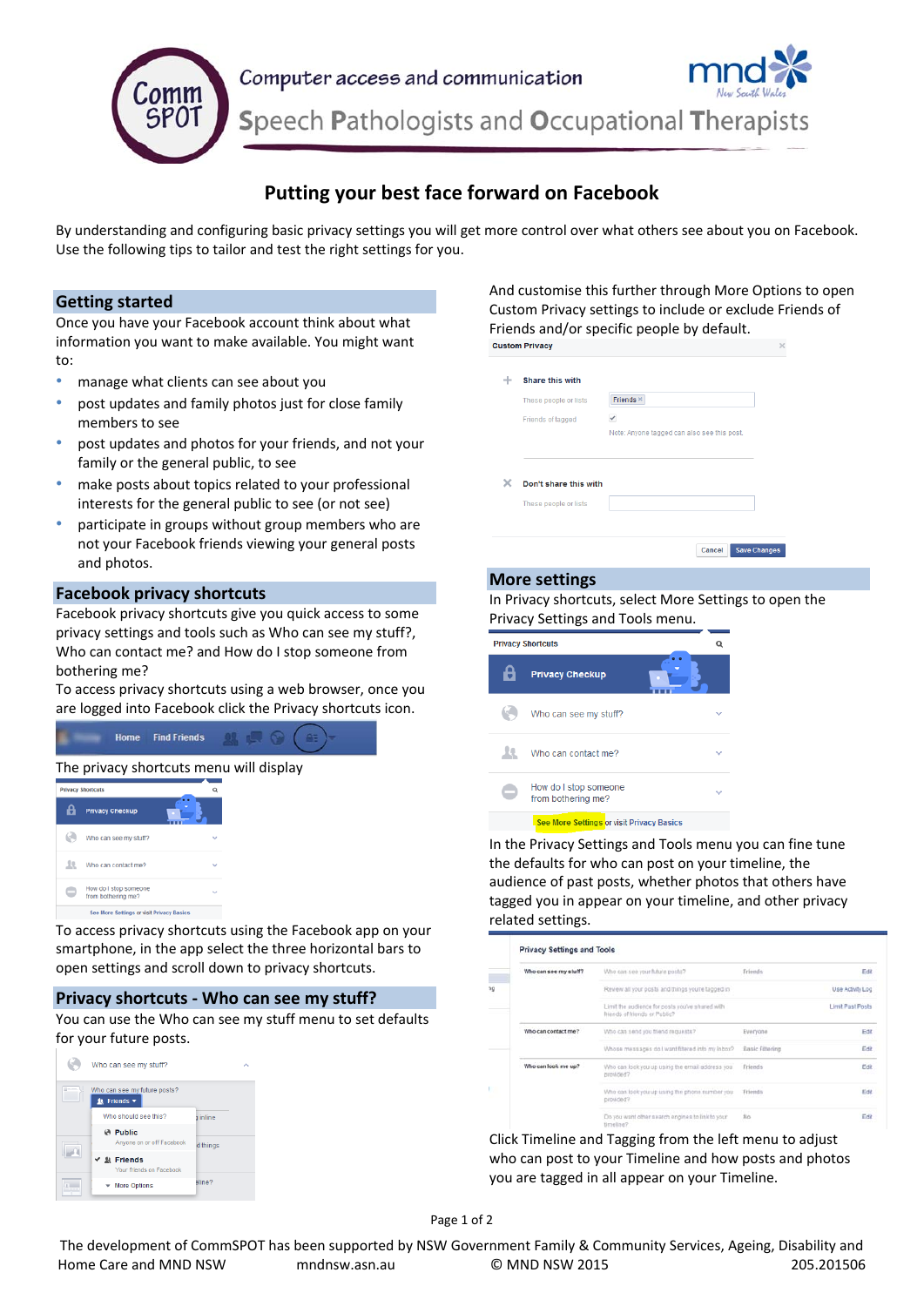# Putting your best face forward on Facebook

By understanding and configuring basic privacy settings you will get more control over what others see about you on Facebook. Use the following tips to tailor and test the right settings for you.

## Getting started

Once you have your Facebook account think about what information you want to make available. You might want to:

- manage what clients can see about you
- post updates and family photos just for close family members to see
- post updates and photos for your friends, and not your family or the general public, to see
- make posts about topics related to your professional interests for the general public to see (or not see)
- participate in groups without group members who are not your Facebook friends viewing your general posts and photos.

## Facebook privacy shortcuts

Facebook privacy shortcuts give you quick access to some privacy settings and tools such as Who can see my stuff?, Who can contact me? and How do I stop someone from bothering me?

To access privacy shortcuts using a web browser, once you are logged into Facebook click the Privacy shortcuts icon.

The privacy shortcuts menu will display

To access privacy shortcuts using the Facebook app on your smartphone, in the app select the three horizontal bars to open settings and scroll down to privacy shortcuts.

## Privacy shortcuts - Who can see my stuff?

You can use the Who can see my stuff menu to set defaults for your future posts.

And customise this further through More Options to open Custom Privacy settings to include or exclude Friends of Friends and/or specific people by default.

## More settings

In Privacy shortcuts, select More Settings to open the Privacy Settings and Tools menu.

In the Privacy Settings and Tools menu you can fine tune the defaults for who can post on your timeline, the audience of past posts, whether photos that others have tagged you in appear on your timeline, and other privacy related settings.

Click Timeline and Tagging from the left menu to adjust who can post to your Timeline and how posts and photos you are tagged in all appear on your Timeline.

The development of CommSPOT has been supported by NSW Government Family & Community Services, Ageing, Disability and Home Care and MND NSW mndnsw.asn.au © MND NSW 2015 205.201506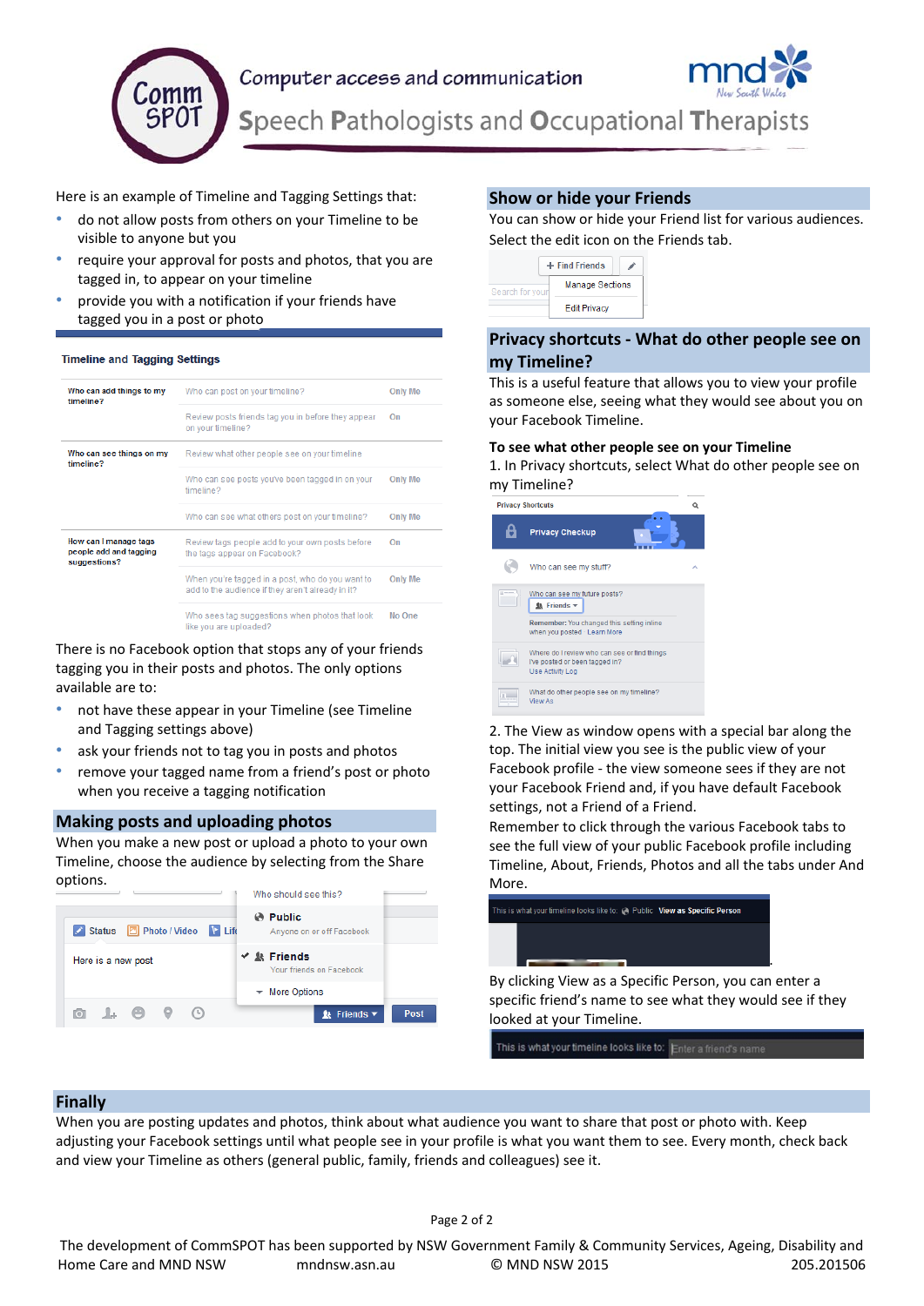Here is an example of Timeline and Tagging Settings that:

- do not allow posts from others on your Timeline to be visible to anyone but you
- require your approval for posts and photos, that you are tagged in, to appear on your timeline
- provide you with a notification if your friends have tagged you in a post or photo

**Timeline and Tagging Settings**

| | | |
|---|---|---|
| Who can add things to my timeline? | Who can post on your timeline? | Only Me |
| | Review posts friends tag you in before they appear on your timeline? | On |
| Who can see things on my timeline? | Review what other people see on your timeline | |
| | Who can see posts you've been tagged in on your timeline? | Only Me |
| | Who can see what others post on your timeline? | Only Me |
| How can I manage tags people add and tagging suggestions? | Review tags people add to your own posts before the tags appear on Facebook? | On |
| | When you're tagged in a post, who do you want to add to the audience if they aren't already in it? | Only Me |
| | Who sees tag suggestions when photos that look like you are uploaded? | No One |

There is no Facebook option that stops any of your friends tagging you in their posts and photos. The only options available are to:

- not have these appear in your Timeline (see Timeline and Tagging settings above)
- ask your friends not to tag you in posts and photos
- remove your tagged name from a friend's post or photo when you receive a tagging notification

## Making posts and uploading photos

When you make a new post or upload a photo to your own Timeline, choose the audience by selecting from the Share options.

Who should see this?
Public – Anyone on or off Facebook
Friends – Your friends on Facebook
More Options

Status | Photo / Video
Here is a new post
Friends | Post

## Show or hide your Friends

You can show or hide your Friend list for various audiences. Select the edit icon on the Friends tab.

+ Find Friends
Manage Sections
Edit Privacy

## Privacy shortcuts - What do other people see on my Timeline?

This is a useful feature that allows you to view your profile as someone else, seeing what they would see about you on your Facebook Timeline.

**To see what other people see on your Timeline**

1. In Privacy shortcuts, select What do other people see on my Timeline?

Privacy Shortcuts
Privacy Checkup
Who can see my stuff?
Who can see my future posts? Friends
Remember: You changed this setting inline when you posted · Learn More
Where do I review who can see or find things I've posted or been tagged in? Use Activity Log
What do other people see on my timeline? View As

2. The View as window opens with a special bar along the top. The initial view you see is the public view of your Facebook profile - the view someone sees if they are not your Facebook Friend and, if you have default Facebook settings, not a Friend of a Friend.

Remember to click through the various Facebook tabs to see the full view of your public Facebook profile including Timeline, About, Friends, Photos and all the tabs under And More.

This is what your timeline looks like to: Public View as Specific Person

By clicking View as a Specific Person, you can enter a specific friend's name to see what they would see if they looked at your Timeline.

This is what your timeline looks like to: Enter a friend's name

## Finally

When you are posting updates and photos, think about what audience you want to share that post or photo with. Keep adjusting your Facebook settings until what people see in your profile is what you want them to see. Every month, check back and view your Timeline as others (general public, family, friends and colleagues) see it.

The development of CommSPOT has been supported by NSW Government Family & Community Services, Ageing, Disability and Home Care and MND NSW mndnsw.asn.au © MND NSW 2015 205.201506